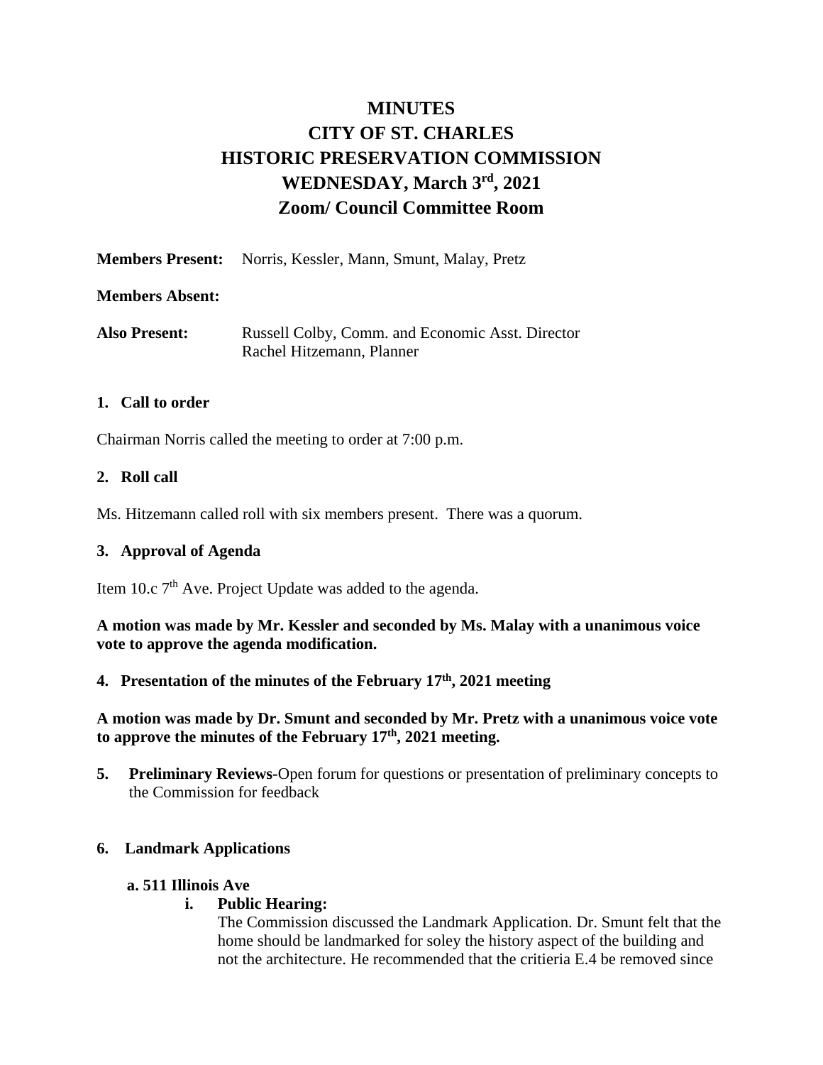# MINUTES
# CITY OF ST. CHARLES
# HISTORIC PRESERVATION COMMISSION
# WEDNESDAY, March 3rd, 2021
# Zoom/ Council Committee Room

**Members Present:** Norris, Kessler, Mann, Smunt, Malay, Pretz

**Members Absent:**

**Also Present:** Russell Colby, Comm. and Economic Asst. Director
Rachel Hitzemann, Planner

**1. Call to order**

Chairman Norris called the meeting to order at 7:00 p.m.

**2. Roll call**

Ms. Hitzemann called roll with six members present. There was a quorum.

**3. Approval of Agenda**

Item 10.c 7th Ave. Project Update was added to the agenda.

**A motion was made by Mr. Kessler and seconded by Ms. Malay with a unanimous voice vote to approve the agenda modification.**

**4. Presentation of the minutes of the February 17th, 2021 meeting**

**A motion was made by Dr. Smunt and seconded by Mr. Pretz with a unanimous voice vote to approve the minutes of the February 17th, 2021 meeting.**

**5. Preliminary Reviews-**Open forum for questions or presentation of preliminary concepts to the Commission for feedback

**6. Landmark Applications**

**a. 511 Illinois Ave**

**i. Public Hearing:**
The Commission discussed the Landmark Application. Dr. Smunt felt that the home should be landmarked for soley the history aspect of the building and not the architecture. He recommended that the critieria E.4 be removed since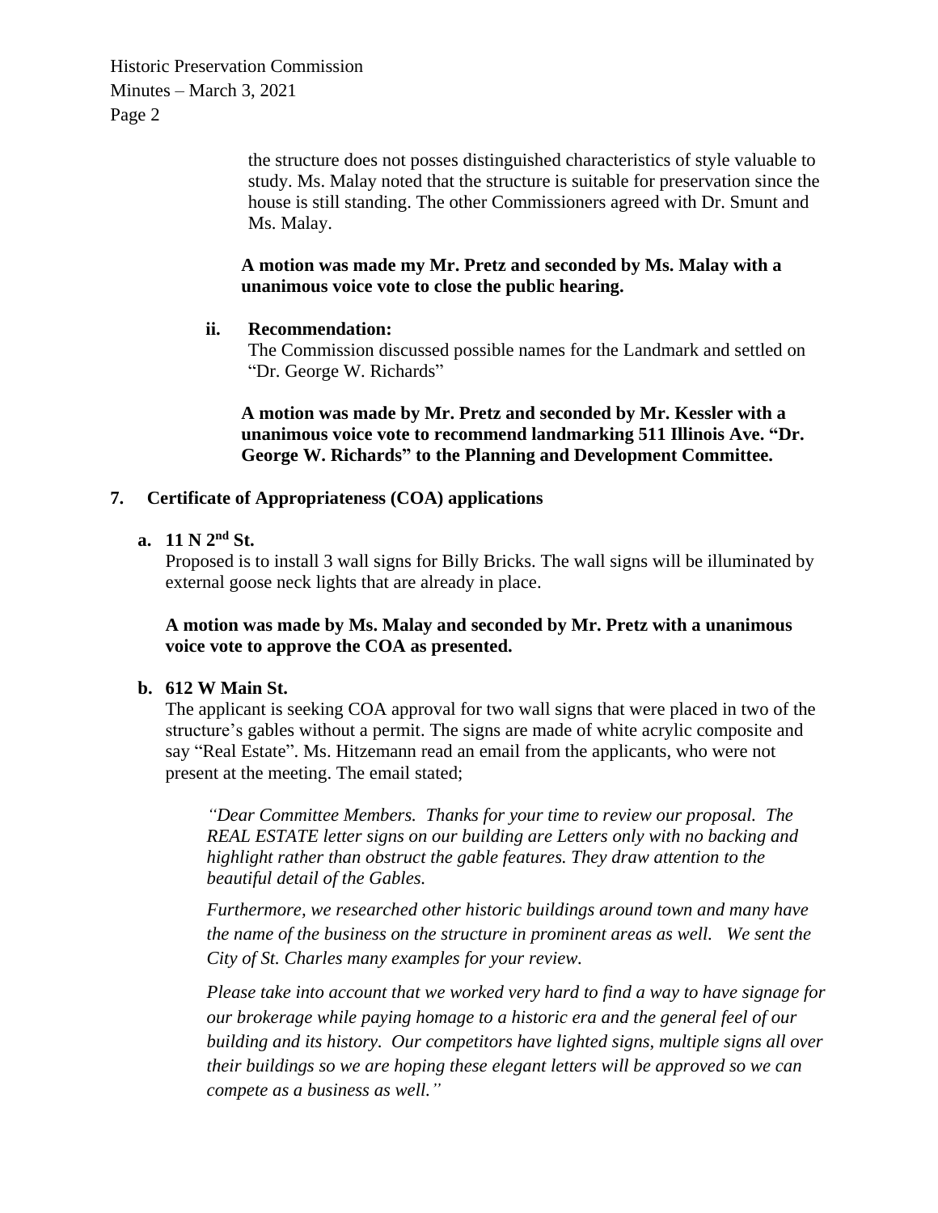the structure does not posses distinguished characteristics of style valuable to study. Ms. Malay noted that the structure is suitable for preservation since the house is still standing. The other Commissioners agreed with Dr. Smunt and Ms. Malay.

**A motion was made my Mr. Pretz and seconded by Ms. Malay with a unanimous voice vote to close the public hearing.**

ii. **Recommendation:**

The Commission discussed possible names for the Landmark and settled on "Dr. George W. Richards"

**A motion was made by Mr. Pretz and seconded by Mr. Kessler with a unanimous voice vote to recommend landmarking 511 Illinois Ave. "Dr. George W. Richards" to the Planning and Development Committee.**

## 7. Certificate of Appropriateness (COA) applications

### a. 11 N 2nd St.

Proposed is to install 3 wall signs for Billy Bricks. The wall signs will be illuminated by external goose neck lights that are already in place.

**A motion was made by Ms. Malay and seconded by Mr. Pretz with a unanimous voice vote to approve the COA as presented.**

### b. 612 W Main St.

The applicant is seeking COA approval for two wall signs that were placed in two of the structure's gables without a permit. The signs are made of white acrylic composite and say "Real Estate". Ms. Hitzemann read an email from the applicants, who were not present at the meeting. The email stated;

*"Dear Committee Members. Thanks for your time to review our proposal. The REAL ESTATE letter signs on our building are Letters only with no backing and highlight rather than obstruct the gable features. They draw attention to the beautiful detail of the Gables.*

*Furthermore, we researched other historic buildings around town and many have the name of the business on the structure in prominent areas as well. We sent the City of St. Charles many examples for your review.*

*Please take into account that we worked very hard to find a way to have signage for our brokerage while paying homage to a historic era and the general feel of our building and its history. Our competitors have lighted signs, multiple signs all over their buildings so we are hoping these elegant letters will be approved so we can compete as a business as well."*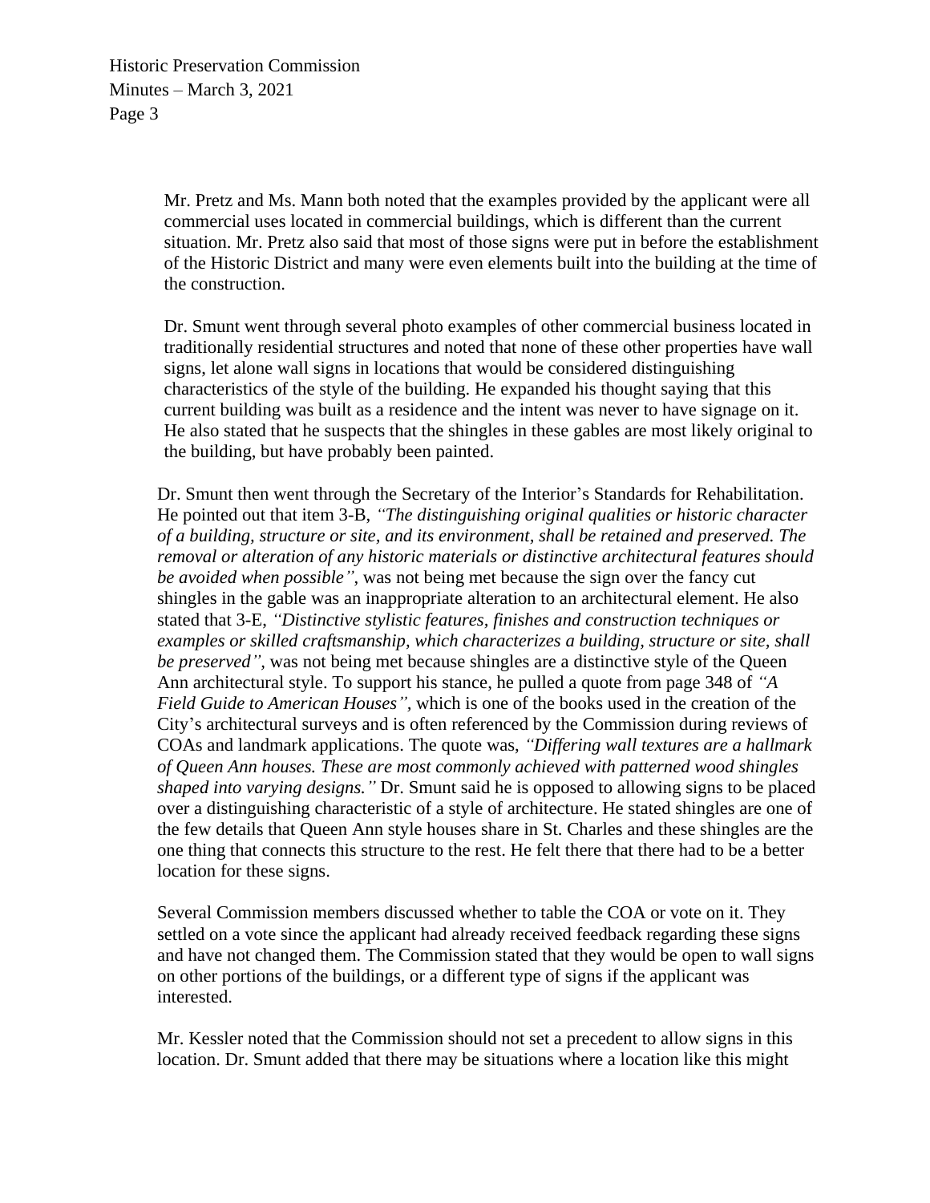Mr. Pretz and Ms. Mann both noted that the examples provided by the applicant were all commercial uses located in commercial buildings, which is different than the current situation. Mr. Pretz also said that most of those signs were put in before the establishment of the Historic District and many were even elements built into the building at the time of the construction.

Dr. Smunt went through several photo examples of other commercial business located in traditionally residential structures and noted that none of these other properties have wall signs, let alone wall signs in locations that would be considered distinguishing characteristics of the style of the building. He expanded his thought saying that this current building was built as a residence and the intent was never to have signage on it. He also stated that he suspects that the shingles in these gables are most likely original to the building, but have probably been painted.

Dr. Smunt then went through the Secretary of the Interior's Standards for Rehabilitation. He pointed out that item 3-B, *"The distinguishing original qualities or historic character of a building, structure or site, and its environment, shall be retained and preserved. The removal or alteration of any historic materials or distinctive architectural features should be avoided when possible"*, was not being met because the sign over the fancy cut shingles in the gable was an inappropriate alteration to an architectural element. He also stated that 3-E, *"Distinctive stylistic features, finishes and construction techniques or examples or skilled craftsmanship, which characterizes a building, structure or site, shall be preserved",* was not being met because shingles are a distinctive style of the Queen Ann architectural style. To support his stance, he pulled a quote from page 348 of *"A Field Guide to American Houses",* which is one of the books used in the creation of the City's architectural surveys and is often referenced by the Commission during reviews of COAs and landmark applications. The quote was, *"Differing wall textures are a hallmark of Queen Ann houses. These are most commonly achieved with patterned wood shingles shaped into varying designs."* Dr. Smunt said he is opposed to allowing signs to be placed over a distinguishing characteristic of a style of architecture. He stated shingles are one of the few details that Queen Ann style houses share in St. Charles and these shingles are the one thing that connects this structure to the rest. He felt there that there had to be a better location for these signs.

Several Commission members discussed whether to table the COA or vote on it. They settled on a vote since the applicant had already received feedback regarding these signs and have not changed them. The Commission stated that they would be open to wall signs on other portions of the buildings, or a different type of signs if the applicant was interested.

Mr. Kessler noted that the Commission should not set a precedent to allow signs in this location. Dr. Smunt added that there may be situations where a location like this might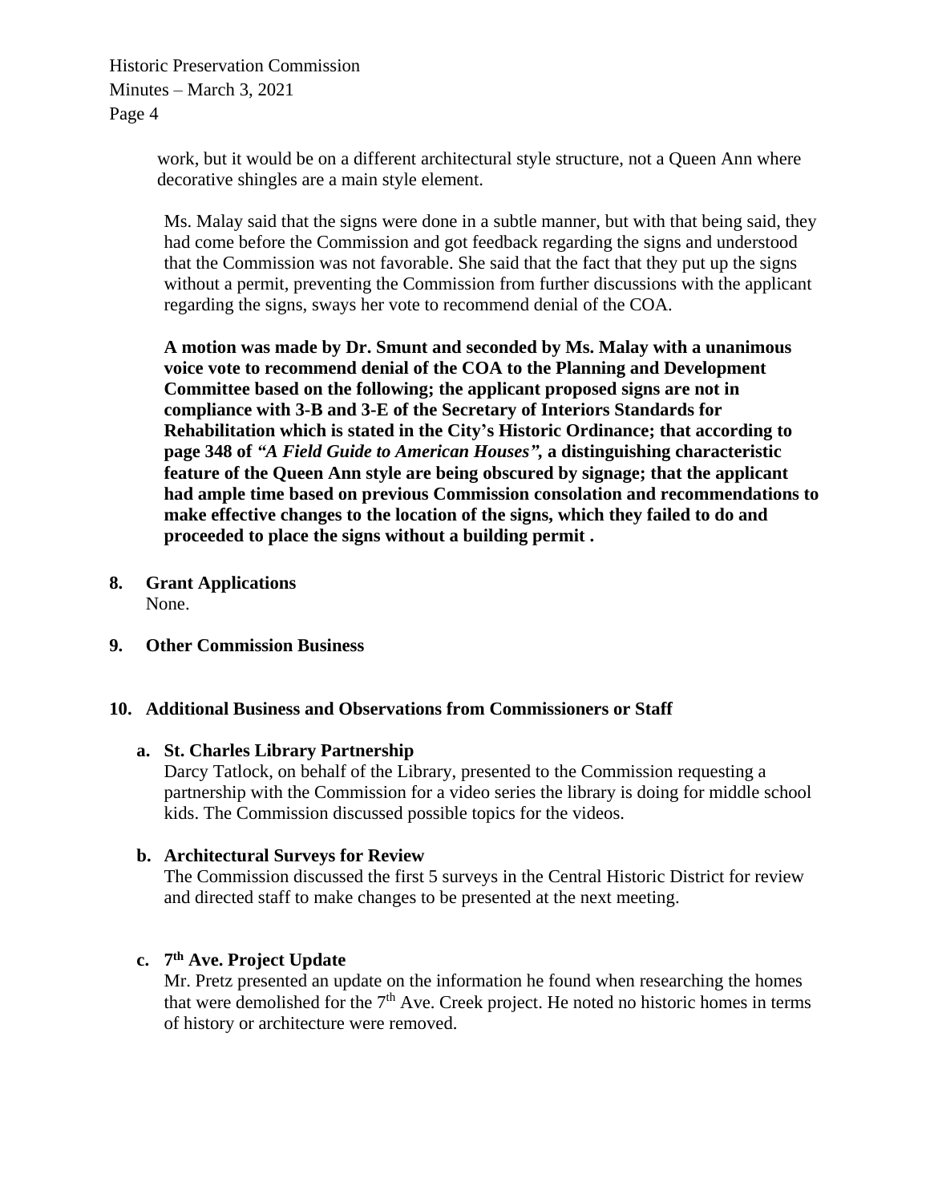work, but it would be on a different architectural style structure, not a Queen Ann where decorative shingles are a main style element.

Ms. Malay said that the signs were done in a subtle manner, but with that being said, they had come before the Commission and got feedback regarding the signs and understood that the Commission was not favorable. She said that the fact that they put up the signs without a permit, preventing the Commission from further discussions with the applicant regarding the signs, sways her vote to recommend denial of the COA.

**A motion was made by Dr. Smunt and seconded by Ms. Malay with a unanimous voice vote to recommend denial of the COA to the Planning and Development Committee based on the following; the applicant proposed signs are not in compliance with 3-B and 3-E of the Secretary of Interiors Standards for Rehabilitation which is stated in the City's Historic Ordinance; that according to page 348 of *"A Field Guide to American Houses"*, a distinguishing characteristic feature of the Queen Ann style are being obscured by signage; that the applicant had ample time based on previous Commission consolation and recommendations to make effective changes to the location of the signs, which they failed to do and proceeded to place the signs without a building permit .**

**8. Grant Applications**

None.

**9. Other Commission Business**

**10. Additional Business and Observations from Commissioners or Staff**

**a. St. Charles Library Partnership**

Darcy Tatlock, on behalf of the Library, presented to the Commission requesting a partnership with the Commission for a video series the library is doing for middle school kids. The Commission discussed possible topics for the videos.

**b. Architectural Surveys for Review**

The Commission discussed the first 5 surveys in the Central Historic District for review and directed staff to make changes to be presented at the next meeting.

**c. 7th Ave. Project Update**

Mr. Pretz presented an update on the information he found when researching the homes that were demolished for the 7th Ave. Creek project. He noted no historic homes in terms of history or architecture were removed.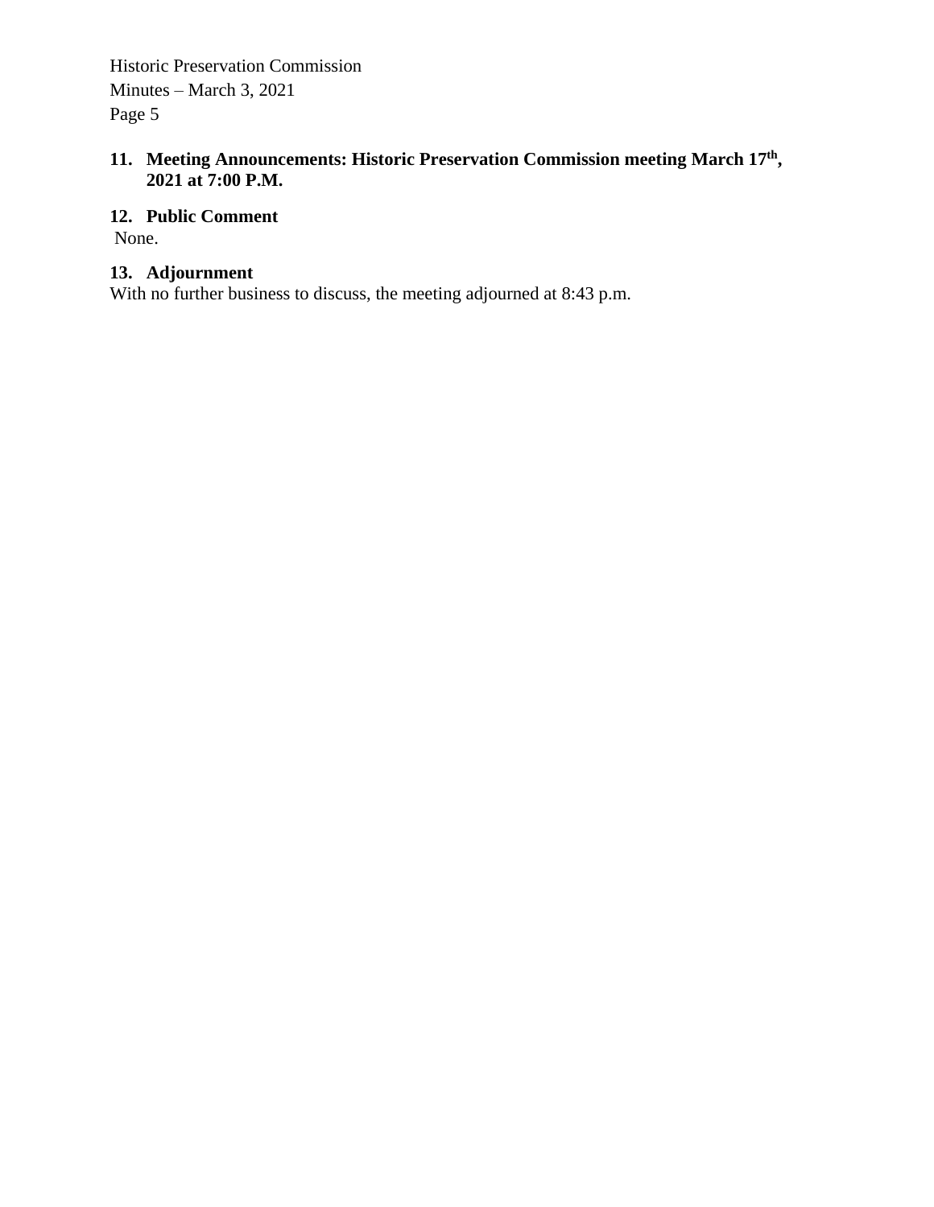**11. Meeting Announcements: Historic Preservation Commission meeting March 17th, 2021 at 7:00 P.M.**

**12. Public Comment**

None.

**13. Adjournment**

With no further business to discuss, the meeting adjourned at 8:43 p.m.